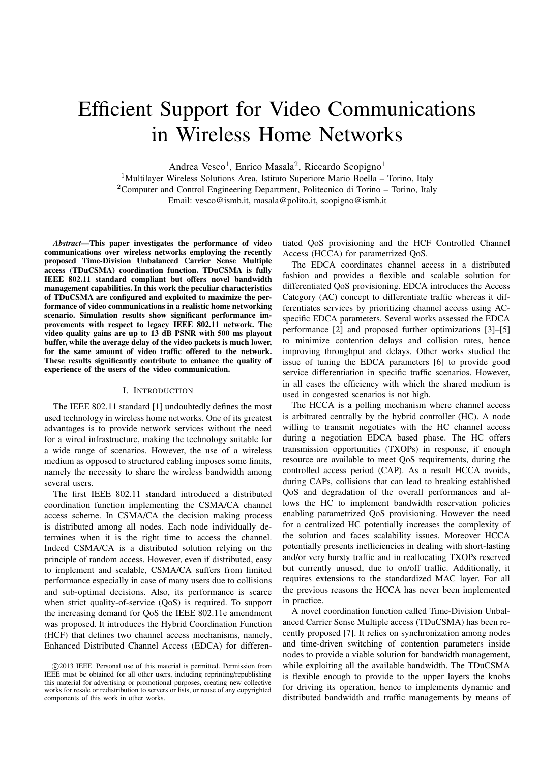# Efficient Support for Video Communications in Wireless Home Networks

Andrea Vesco[1], Enrico Masala[2], Riccardo Scopigno[1]

[1]Multilayer Wireless Solutions Area, Istituto Superiore Mario Boella – Torino, Italy
[2]Computer and Control Engineering Department, Politecnico di Torino – Torino, Italy
Email: vesco@ismb.it, masala@polito.it, scopigno@ismb.it

***Abstract*—This paper investigates the performance of video communications over wireless networks employing the recently proposed Time-Division Unbalanced Carrier Sense Multiple access (TDuCSMA) coordination function. TDuCSMA is fully IEEE 802.11 standard compliant but offers novel bandwidth management capabilities. In this work the peculiar characteristics of TDuCSMA are configured and exploited to maximize the performance of video communications in a realistic home networking scenario. Simulation results show significant performance improvements with respect to legacy IEEE 802.11 network. The video quality gains are up to 13 dB PSNR with 500 ms playout buffer, while the average delay of the video packets is much lower, for the same amount of video traffic offered to the network. These results significantly contribute to enhance the quality of experience of the users of the video communication.**

## I. Introduction

The IEEE 802.11 standard [1] undoubtedly defines the most used technology in wireless home networks. One of its greatest advantages is to provide network services without the need for a wired infrastructure, making the technology suitable for a wide range of scenarios. However, the use of a wireless medium as opposed to structured cabling imposes some limits, namely the necessity to share the wireless bandwidth among several users.

The first IEEE 802.11 standard introduced a distributed coordination function implementing the CSMA/CA channel access scheme. In CSMA/CA the decision making process is distributed among all nodes. Each node individually determines when it is the right time to access the channel. Indeed CSMA/CA is a distributed solution relying on the principle of random access. However, even if distributed, easy to implement and scalable, CSMA/CA suffers from limited performance especially in case of many users due to collisions and sub-optimal decisions. Also, its performance is scarce when strict quality-of-service (QoS) is required. To support the increasing demand for QoS the IEEE 802.11e amendment was proposed. It introduces the Hybrid Coordination Function (HCF) that defines two channel access mechanisms, namely, Enhanced Distributed Channel Access (EDCA) for differentiated QoS provisioning and the HCF Controlled Channel Access (HCCA) for parametrized QoS.

The EDCA coordinates channel access in a distributed fashion and provides a flexible and scalable solution for differentiated QoS provisioning. EDCA introduces the Access Category (AC) concept to differentiate traffic whereas it differentiates services by prioritizing channel access using AC-specific EDCA parameters. Several works assessed the EDCA performance [2] and proposed further optimizations [3]–[5] to minimize contention delays and collision rates, hence improving throughput and delays. Other works studied the issue of tuning the EDCA parameters [6] to provide good service differentiation in specific traffic scenarios. However, in all cases the efficiency with which the shared medium is used in congested scenarios is not high.

The HCCA is a polling mechanism where channel access is arbitrated centrally by the hybrid controller (HC). A node willing to transmit negotiates with the HC channel access during a negotiation EDCA based phase. The HC offers transmission opportunities (TXOPs) in response, if enough resource are available to meet QoS requirements, during the controlled access period (CAP). As a result HCCA avoids, during CAPs, collisions that can lead to breaking established QoS and degradation of the overall performances and allows the HC to implement bandwidth reservation policies enabling parametrized QoS provisioning. However the need for a centralized HC potentially increases the complexity of the solution and faces scalability issues. Moreover HCCA potentially presents inefficiencies in dealing with short-lasting and/or very bursty traffic and in reallocating TXOPs reserved but currently unused, due to on/off traffic. Additionally, it requires extensions to the standardized MAC layer. For all the previous reasons the HCCA has never been implemented in practice.

A novel coordination function called Time-Division Unbalanced Carrier Sense Multiple access (TDuCSMA) has been recently proposed [7]. It relies on synchronization among nodes and time-driven switching of contention parameters inside nodes to provide a viable solution for bandwidth management, while exploiting all the available bandwidth. The TDuCSMA is flexible enough to provide to the upper layers the knobs for driving its operation, hence to implements dynamic and distributed bandwidth and traffic managements by means of

©2013 IEEE. Personal use of this material is permitted. Permission from IEEE must be obtained for all other users, including reprinting/republishing this material for advertising or promotional purposes, creating new collective works for resale or redistribution to servers or lists, or reuse of any copyrighted components of this work in other works.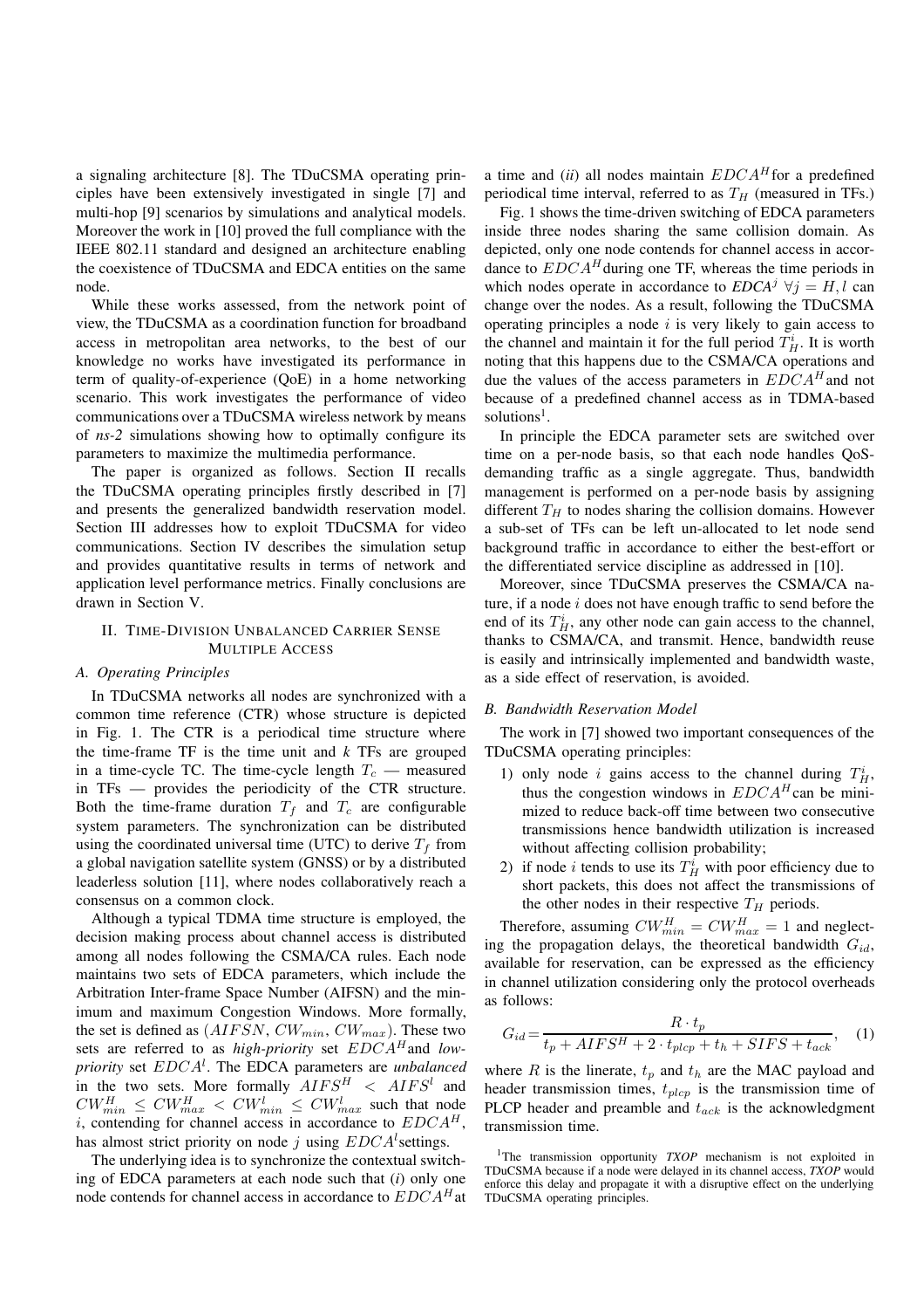a signaling architecture [8]. The TDuCSMA operating principles have been extensively investigated in single [7] and multi-hop [9] scenarios by simulations and analytical models. Moreover the work in [10] proved the full compliance with the IEEE 802.11 standard and designed an architecture enabling the coexistence of TDuCSMA and EDCA entities on the same node.

While these works assessed, from the network point of view, the TDuCSMA as a coordination function for broadband access in metropolitan area networks, to the best of our knowledge no works have investigated its performance in term of quality-of-experience (QoE) in a home networking scenario. This work investigates the performance of video communications over a TDuCSMA wireless network by means of *ns-2* simulations showing how to optimally configure its parameters to maximize the multimedia performance.

The paper is organized as follows. Section II recalls the TDuCSMA operating principles firstly described in [7] and presents the generalized bandwidth reservation model. Section III addresses how to exploit TDuCSMA for video communications. Section IV describes the simulation setup and provides quantitative results in terms of network and application level performance metrics. Finally conclusions are drawn in Section V.

## II. Time-Division Unbalanced Carrier Sense Multiple Access

### A. Operating Principles

In TDuCSMA networks all nodes are synchronized with a common time reference (CTR) whose structure is depicted in Fig. 1. The CTR is a periodical time structure where the time-frame TF is the time unit and *k* TFs are grouped in a time-cycle TC. The time-cycle length $T_c$ — measured in TFs — provides the periodicity of the CTR structure. Both the time-frame duration $T_f$ and $T_c$ are configurable system parameters. The synchronization can be distributed using the coordinated universal time (UTC) to derive $T_f$ from a global navigation satellite system (GNSS) or by a distributed leaderless solution [11], where nodes collaboratively reach a consensus on a common clock.

Although a typical TDMA time structure is employed, the decision making process about channel access is distributed among all nodes following the CSMA/CA rules. Each node maintains two sets of EDCA parameters, which include the Arbitration Inter-frame Space Number (AIFSN) and the minimum and maximum Congestion Windows. More formally, the set is defined as $(AIFSN, CW_{min}, CW_{max})$. These two sets are referred to as *high-priority* set $EDCA^H$ and *low-priority* set $EDCA^l$. The EDCA parameters are *unbalanced* in the two sets. More formally $AIFS^H < AIFS^l$ and $CW^H_{min} \leq CW^H_{max} < CW^l_{min} \leq CW^l_{max}$ such that node $i$, contending for channel access in accordance to $EDCA^H$, has almost strict priority on node $j$ using $EDCA^l$ settings.

The underlying idea is to synchronize the contextual switching of EDCA parameters at each node such that (*i*) only one node contends for channel access in accordance to $EDCA^H$ at a time and (*ii*) all nodes maintain $EDCA^H$ for a predefined periodical time interval, referred to as $T_H$ (measured in TFs.)

Fig. 1 shows the time-driven switching of EDCA parameters inside three nodes sharing the same collision domain. As depicted, only one node contends for channel access in accordance to $EDCA^H$ during one TF, whereas the time periods in which nodes operate in accordance to $EDCA^j$ $\forall j = H, l$ can change over the nodes. As a result, following the TDuCSMA operating principles a node $i$ is very likely to gain access to the channel and maintain it for the full period $T^i_H$. It is worth noting that this happens due to the CSMA/CA operations and due the values of the access parameters in $EDCA^H$ and not because of a predefined channel access as in TDMA-based solutions[1].

In principle the EDCA parameter sets are switched over time on a per-node basis, so that each node handles QoS-demanding traffic as a single aggregate. Thus, bandwidth management is performed on a per-node basis by assigning different $T_H$ to nodes sharing the collision domains. However a sub-set of TFs can be left un-allocated to let node send background traffic in accordance to either the best-effort or the differentiated service discipline as addressed in [10].

Moreover, since TDuCSMA preserves the CSMA/CA nature, if a node $i$ does not have enough traffic to send before the end of its $T^i_H$, any other node can gain access to the channel, thanks to CSMA/CA, and transmit. Hence, bandwidth reuse is easily and intrinsically implemented and bandwidth waste, as a side effect of reservation, is avoided.

### B. Bandwidth Reservation Model

The work in [7] showed two important consequences of the TDuCSMA operating principles:

1) only node $i$ gains access to the channel during $T^i_H$, thus the congestion windows in $EDCA^H$ can be minimized to reduce back-off time between two consecutive transmissions hence bandwidth utilization is increased without affecting collision probability;
2) if node $i$ tends to use its $T^i_H$ with poor efficiency due to short packets, this does not affect the transmissions of the other nodes in their respective $T_H$ periods.

Therefore, assuming $CW^H_{min} = CW^H_{max} = 1$ and neglecting the propagation delays, the theoretical bandwidth $G_{id}$, available for reservation, can be expressed as the efficiency in channel utilization considering only the protocol overheads as follows:

$$G_{id} = \frac{R \cdot t_p}{t_p + AIFS^H + 2 \cdot t_{plcp} + t_h + SIFS + t_{ack}}, \quad (1)$$

where $R$ is the linerate, $t_p$ and $t_h$ are the MAC payload and header transmission times, $t_{plcp}$ is the transmission time of PLCP header and preamble and $t_{ack}$ is the acknowledgment transmission time.

[1] The transmission opportunity *TXOP* mechanism is not exploited in TDuCSMA because if a node were delayed in its channel access, *TXOP* would enforce this delay and propagate it with a disruptive effect on the underlying TDuCSMA operating principles.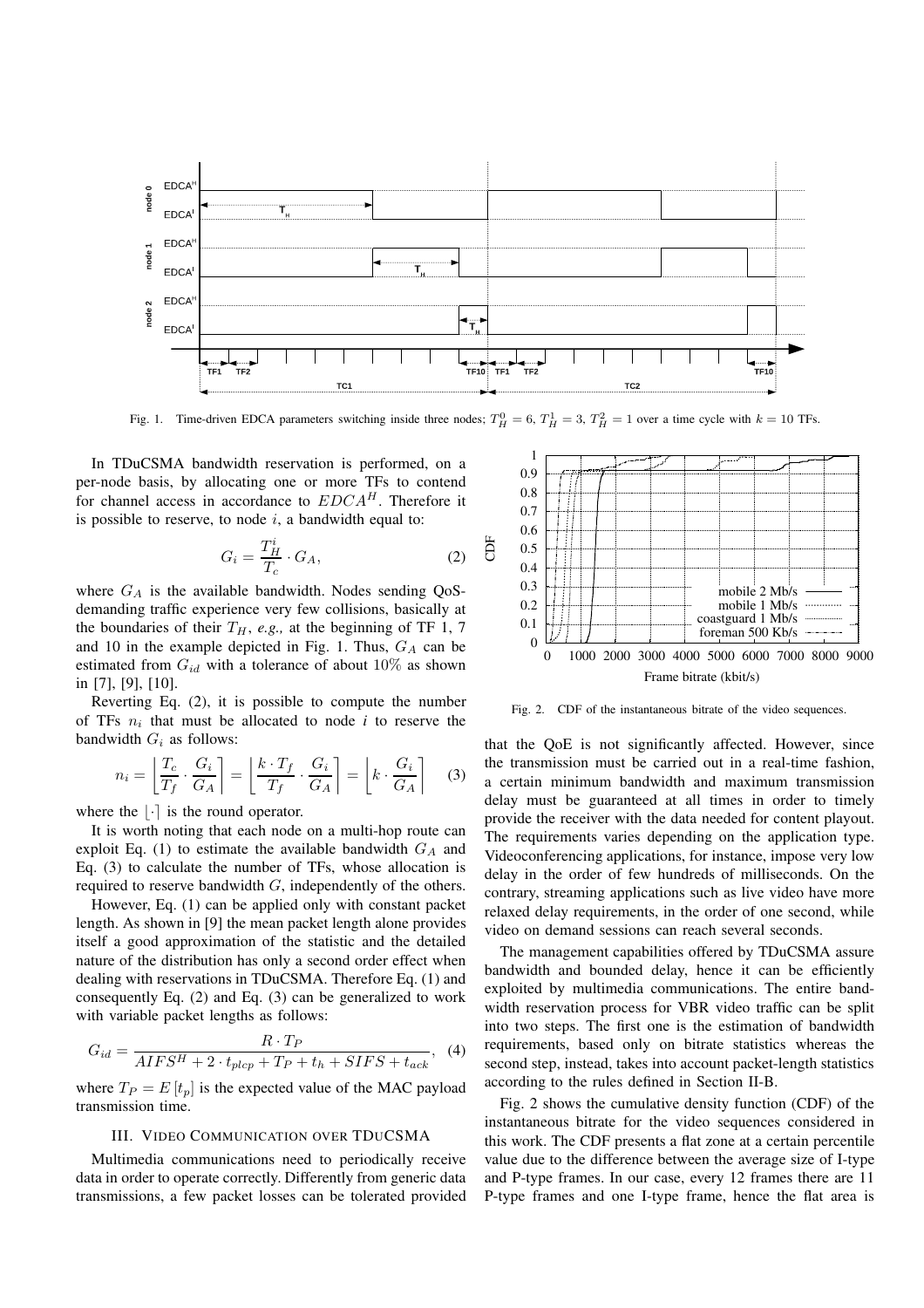Fig. 1. Time-driven EDCA parameters switching inside three nodes; $T_H^0 = 6$, $T_H^1 = 3$, $T_H^2 = 1$ over a time cycle with $k = 10$ TFs.

In TDuCSMA bandwidth reservation is performed, on a per-node basis, by allocating one or more TFs to contend for channel access in accordance to $EDCA^H$. Therefore it is possible to reserve, to node $i$, a bandwidth equal to:

$$G_i = \frac{T_H^i}{T_c} \cdot G_A, \tag{2}$$

where $G_A$ is the available bandwidth. Nodes sending QoS-demanding traffic experience very few collisions, basically at the boundaries of their $T_H$, *e.g.,* at the beginning of TF 1, 7 and 10 in the example depicted in Fig. 1. Thus, $G_A$ can be estimated from $G_{id}$ with a tolerance of about 10% as shown in [7], [9], [10].

Reverting Eq. (2), it is possible to compute the number of TFs $n_i$ that must be allocated to node $i$ to reserve the bandwidth $G_i$ as follows:

$$n_i = \left\lfloor \frac{T_c}{T_f} \cdot \frac{G_i}{G_A} \right\rceil = \left\lfloor \frac{k \cdot T_f}{T_f} \cdot \frac{G_i}{G_A} \right\rceil = \left\lfloor k \cdot \frac{G_i}{G_A} \right\rceil \tag{3}$$

where the $\lfloor \cdot \rceil$ is the round operator.

It is worth noting that each node on a multi-hop route can exploit Eq. (1) to estimate the available bandwidth $G_A$ and Eq. (3) to calculate the number of TFs, whose allocation is required to reserve bandwidth $G$, independently of the others.

However, Eq. (1) can be applied only with constant packet length. As shown in [9] the mean packet length alone provides itself a good approximation of the statistic and the detailed nature of the distribution has only a second order effect when dealing with reservations in TDuCSMA. Therefore Eq. (1) and consequently Eq. (2) and Eq. (3) can be generalized to work with variable packet lengths as follows:

$$G_{id} = \frac{R \cdot T_P}{AIFS^H + 2 \cdot t_{plcp} + T_P + t_h + SIFS + t_{ack}}, \tag{4}$$

where $T_P = E\left[t_p\right]$ is the expected value of the MAC payload transmission time.

## III. Video Communication over TDuCSMA

Multimedia communications need to periodically receive data in order to operate correctly. Differently from generic data transmissions, a few packet losses can be tolerated provided that the QoE is not significantly affected. However, since the transmission must be carried out in a real-time fashion, a certain minimum bandwidth and maximum transmission delay must be guaranteed at all times in order to timely provide the receiver with the data needed for content playout. The requirements varies depending on the application type. Videoconferencing applications, for instance, impose very low delay in the order of few hundreds of milliseconds. On the contrary, streaming applications such as live video have more relaxed delay requirements, in the order of one second, while video on demand sessions can reach several seconds.

Fig. 2. CDF of the instantaneous bitrate of the video sequences.

The management capabilities offered by TDuCSMA assure bandwidth and bounded delay, hence it can be efficiently exploited by multimedia communications. The entire bandwidth reservation process for VBR video traffic can be split into two steps. The first one is the estimation of bandwidth requirements, based only on bitrate statistics whereas the second step, instead, takes into account packet-length statistics according to the rules defined in Section II-B.

Fig. 2 shows the cumulative density function (CDF) of the instantaneous bitrate for the video sequences considered in this work. The CDF presents a flat zone at a certain percentile value due to the difference between the average size of I-type and P-type frames. In our case, every 12 frames there are 11 P-type frames and one I-type frame, hence the flat area is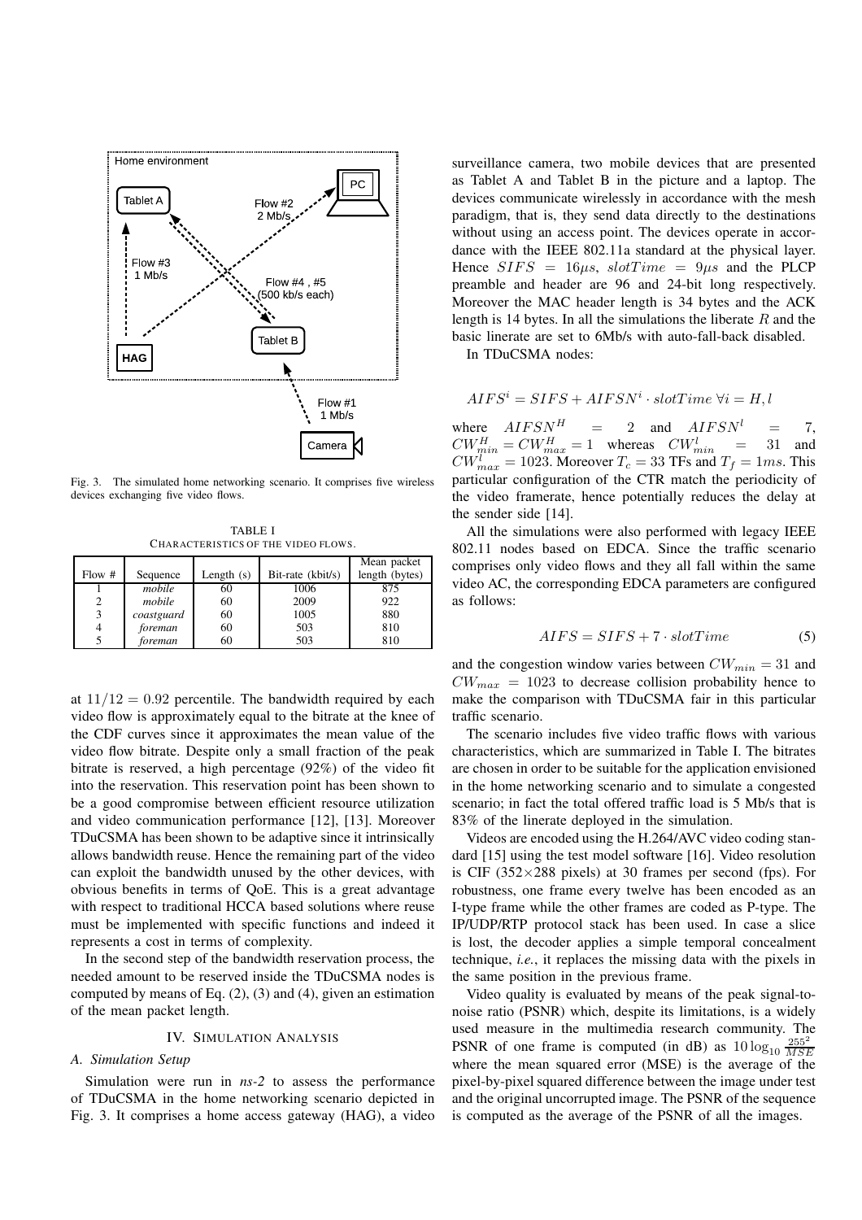Fig. 3. The simulated home networking scenario. It comprises five wireless devices exchanging five video flows.

TABLE I
CHARACTERISTICS OF THE VIDEO FLOWS.

| Flow # | Sequence | Length (s) | Bit-rate (kbit/s) | Mean packet length (bytes) |
|---|---|---|---|---|
| 1 | *mobile* | 60 | 1006 | 875 |
| 2 | *mobile* | 60 | 2009 | 922 |
| 3 | *coastguard* | 60 | 1005 | 880 |
| 4 | *foreman* | 60 | 503 | 810 |
| 5 | *foreman* | 60 | 503 | 810 |

at $11/12 = 0.92$ percentile. The bandwidth required by each video flow is approximately equal to the bitrate at the knee of the CDF curves since it approximates the mean value of the video flow bitrate. Despite only a small fraction of the peak bitrate is reserved, a high percentage (92%) of the video fit into the reservation. This reservation point has been shown to be a good compromise between efficient resource utilization and video communication performance [12], [13]. Moreover TDuCSMA has been shown to be adaptive since it intrinsically allows bandwidth reuse. Hence the remaining part of the video can exploit the bandwidth unused by the other devices, with obvious benefits in terms of QoE. This is a great advantage with respect to traditional HCCA based solutions where reuse must be implemented with specific functions and indeed it represents a cost in terms of complexity.

In the second step of the bandwidth reservation process, the needed amount to be reserved inside the TDuCSMA nodes is computed by means of Eq. (2), (3) and (4), given an estimation of the mean packet length.

## IV. Simulation Analysis

### A. Simulation Setup

Simulation were run in *ns-2* to assess the performance of TDuCSMA in the home networking scenario depicted in Fig. 3. It comprises a home access gateway (HAG), a video surveillance camera, two mobile devices that are presented as Tablet A and Tablet B in the picture and a laptop. The devices communicate wirelessly in accordance with the mesh paradigm, that is, they send data directly to the destinations without using an access point. The devices operate in accordance with the IEEE 802.11a standard at the physical layer. Hence $SIFS = 16\mu s$, $slotTime = 9\mu s$ and the PLCP preamble and header are 96 and 24-bit long respectively. Moreover the MAC header length is 34 bytes and the ACK length is 14 bytes. In all the simulations the liberate $R$ and the basic linerate are set to 6Mb/s with auto-fall-back disabled.

In TDuCSMA nodes:

$$AIFS^i = SIFS + AIFSN^i \cdot slotTime \ \forall i = H, l$$

where $AIFSN^H = 2$ and $AIFSN^l = 7$, $CW^H_{min} = CW^H_{max} = 1$ whereas $CW^l_{min} = 31$ and $CW^l_{max} = 1023$. Moreover $T_c = 33$ TFs and $T_f = 1ms$. This particular configuration of the CTR match the periodicity of the video framerate, hence potentially reduces the delay at the sender side [14].

All the simulations were also performed with legacy IEEE 802.11 nodes based on EDCA. Since the traffic scenario comprises only video flows and they all fall within the same video AC, the corresponding EDCA parameters are configured as follows:

$$AIFS = SIFS + 7 \cdot slotTime \tag{5}$$

and the congestion window varies between $CW_{min} = 31$ and $CW_{max} = 1023$ to decrease collision probability hence to make the comparison with TDuCSMA fair in this particular traffic scenario.

The scenario includes five video traffic flows with various characteristics, which are summarized in Table I. The bitrates are chosen in order to be suitable for the application envisioned in the home networking scenario and to simulate a congested scenario; in fact the total offered traffic load is 5 Mb/s that is 83% of the linerate deployed in the simulation.

Videos are encoded using the H.264/AVC video coding standard [15] using the test model software [16]. Video resolution is CIF ($352\times288$ pixels) at 30 frames per second (fps). For robustness, one frame every twelve has been encoded as an I-type frame while the other frames are coded as P-type. The IP/UDP/RTP protocol stack has been used. In case a slice is lost, the decoder applies a simple temporal concealment technique, *i.e.*, it replaces the missing data with the pixels in the same position in the previous frame.

Video quality is evaluated by means of the peak signal-to-noise ratio (PSNR) which, despite its limitations, is a widely used measure in the multimedia research community. The PSNR of one frame is computed (in dB) as $10\log_{10}\frac{255^2}{MSE}$ where the mean squared error (MSE) is the average of the pixel-by-pixel squared difference between the image under test and the original uncorrupted image. The PSNR of the sequence is computed as the average of the PSNR of all the images.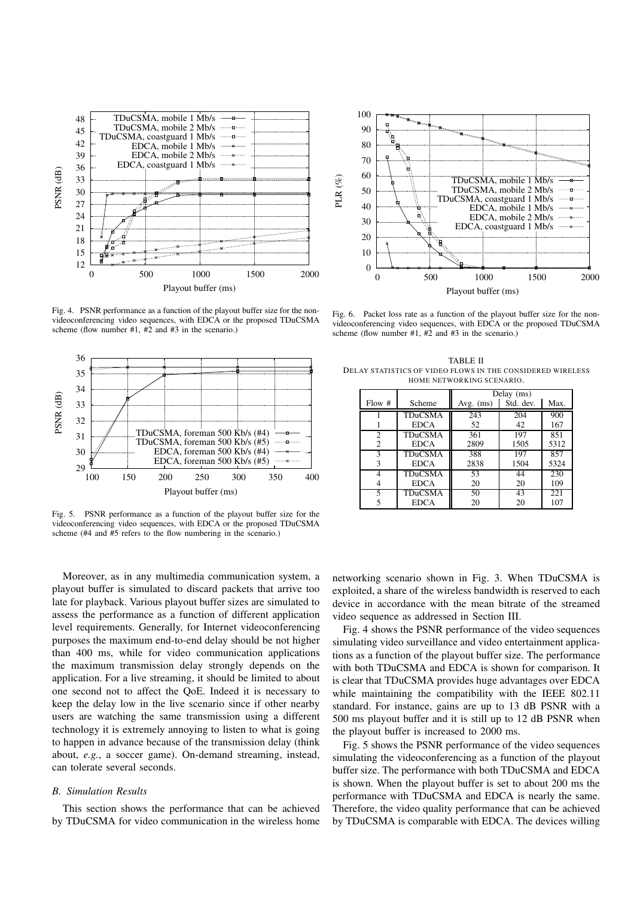Fig. 4. PSNR performance as a function of the playout buffer size for the non-videoconferencing video sequences, with EDCA or the proposed TDuCSMA scheme (flow number #1, #2 and #3 in the scenario.)

Fig. 5. PSNR performance as a function of the playout buffer size for the videoconferencing video sequences, with EDCA or the proposed TDuCSMA scheme (#4 and #5 refers to the flow numbering in the scenario.)

Fig. 6. Packet loss rate as a function of the playout buffer size for the non-videoconferencing video sequences, with EDCA or the proposed TDuCSMA scheme (flow number #1, #2 and #3 in the scenario.)

TABLE II
DELAY STATISTICS OF VIDEO FLOWS IN THE CONSIDERED WIRELESS HOME NETWORKING SCENARIO.

| Flow # | Scheme | Delay (ms) | | |
|---|---|---|---|---|
| | | Avg. (ms) | Std. dev. | Max. |
| 1 | TDuCSMA | 243 | 204 | 900 |
| 1 | EDCA | 52 | 42 | 167 |
| 2 | TDuCSMA | 361 | 197 | 851 |
| 2 | EDCA | 2809 | 1505 | 5312 |
| 3 | TDuCSMA | 388 | 197 | 857 |
| 3 | EDCA | 2838 | 1504 | 5324 |
| 4 | TDuCSMA | 53 | 44 | 230 |
| 4 | EDCA | 20 | 20 | 109 |
| 5 | TDuCSMA | 50 | 43 | 221 |
| 5 | EDCA | 20 | 20 | 107 |

Moreover, as in any multimedia communication system, a playout buffer is simulated to discard packets that arrive too late for playback. Various playout buffer sizes are simulated to assess the performance as a function of different application level requirements. Generally, for Internet videoconferencing purposes the maximum end-to-end delay should be not higher than 400 ms, while for video communication applications the maximum transmission delay strongly depends on the application. For a live streaming, it should be limited to about one second not to affect the QoE. Indeed it is necessary to keep the delay low in the live scenario since if other nearby users are watching the same transmission using a different technology it is extremely annoying to listen to what is going to happen in advance because of the transmission delay (think about, *e.g.*, a soccer game). On-demand streaming, instead, can tolerate several seconds.

### *B. Simulation Results*

This section shows the performance that can be achieved by TDuCSMA for video communication in the wireless home networking scenario shown in Fig. 3. When TDuCSMA is exploited, a share of the wireless bandwidth is reserved to each device in accordance with the mean bitrate of the streamed video sequence as addressed in Section III.

Fig. 4 shows the PSNR performance of the video sequences simulating video surveillance and video entertainment applications as a function of the playout buffer size. The performance with both TDuCSMA and EDCA is shown for comparison. It is clear that TDuCSMA provides huge advantages over EDCA while maintaining the compatibility with the IEEE 802.11 standard. For instance, gains are up to 13 dB PSNR with a 500 ms playout buffer and it is still up to 12 dB PSNR when the playout buffer is increased to 2000 ms.

Fig. 5 shows the PSNR performance of the video sequences simulating the videoconferencing as a function of the playout buffer size. The performance with both TDuCSMA and EDCA is shown. When the playout buffer is set to about 200 ms the performance with TDuCSMA and EDCA is nearly the same. Therefore, the video quality performance that can be achieved by TDuCSMA is comparable with EDCA. The devices willing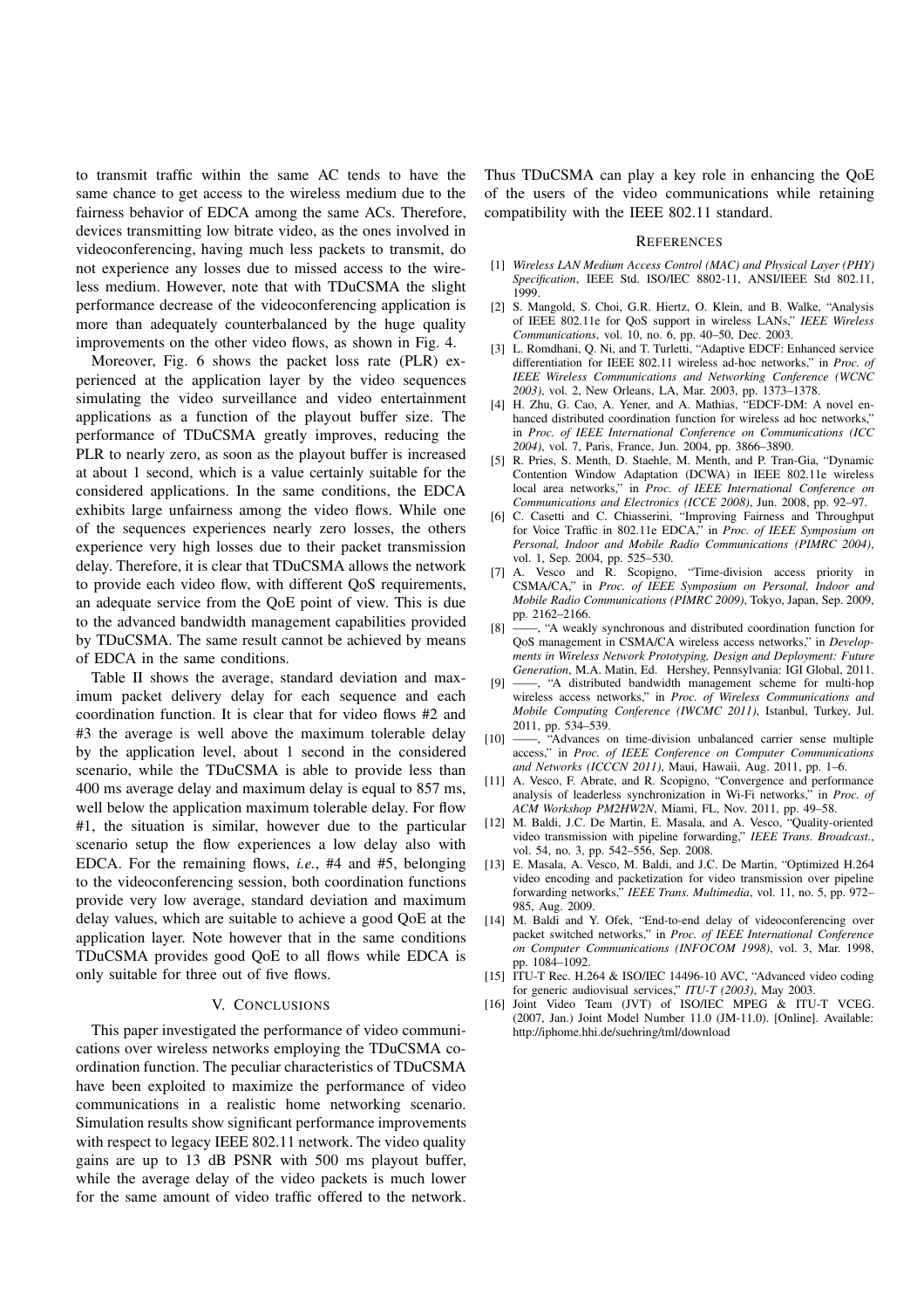to transmit traffic within the same AC tends to have the same chance to get access to the wireless medium due to the fairness behavior of EDCA among the same ACs. Therefore, devices transmitting low bitrate video, as the ones involved in videoconferencing, having much less packets to transmit, do not experience any losses due to missed access to the wireless medium. However, note that with TDuCSMA the slight performance decrease of the videoconferencing application is more than adequately counterbalanced by the huge quality improvements on the other video flows, as shown in Fig. 4.

Moreover, Fig. 6 shows the packet loss rate (PLR) experienced at the application layer by the video sequences simulating the video surveillance and video entertainment applications as a function of the playout buffer size. The performance of TDuCSMA greatly improves, reducing the PLR to nearly zero, as soon as the playout buffer is increased at about 1 second, which is a value certainly suitable for the considered applications. In the same conditions, the EDCA exhibits large unfairness among the video flows. While one of the sequences experiences nearly zero losses, the others experience very high losses due to their packet transmission delay. Therefore, it is clear that TDuCSMA allows the network to provide each video flow, with different QoS requirements, an adequate service from the QoE point of view. This is due to the advanced bandwidth management capabilities provided by TDuCSMA. The same result cannot be achieved by means of EDCA in the same conditions.

Table II shows the average, standard deviation and maximum packet delivery delay for each sequence and each coordination function. It is clear that for video flows #2 and #3 the average is well above the maximum tolerable delay by the application level, about 1 second in the considered scenario, while the TDuCSMA is able to provide less than 400 ms average delay and maximum delay is equal to 857 ms, well below the application maximum tolerable delay. For flow #1, the situation is similar, however due to the particular scenario setup the flow experiences a low delay also with EDCA. For the remaining flows, *i.e.*, #4 and #5, belonging to the videoconferencing session, both coordination functions provide very low average, standard deviation and maximum delay values, which are suitable to achieve a good QoE at the application layer. Note however that in the same conditions TDuCSMA provides good QoE to all flows while EDCA is only suitable for three out of five flows.

## V. Conclusions

This paper investigated the performance of video communications over wireless networks employing the TDuCSMA coordination function. The peculiar characteristics of TDuCSMA have been exploited to maximize the performance of video communications in a realistic home networking scenario. Simulation results show significant performance improvements with respect to legacy IEEE 802.11 network. The video quality gains are up to 13 dB PSNR with 500 ms playout buffer, while the average delay of the video packets is much lower for the same amount of video traffic offered to the network. Thus TDuCSMA can play a key role in enhancing the QoE of the users of the video communications while retaining compatibility with the IEEE 802.11 standard.

## References

[1] *Wireless LAN Medium Access Control (MAC) and Physical Layer (PHY) Specification*, IEEE Std. ISO/IEC 8802-11, ANSI/IEEE Std 802.11, 1999.

[2] S. Mangold, S. Choi, G.R. Hiertz, O. Klein, and B. Walke, "Analysis of IEEE 802.11e for QoS support in wireless LANs," *IEEE Wireless Communications*, vol. 10, no. 6, pp. 40–50, Dec. 2003.

[3] L. Romdhani, Q. Ni, and T. Turletti, "Adaptive EDCF: Enhanced service differentiation for IEEE 802.11 wireless ad-hoc networks," in *Proc. of IEEE Wireless Communications and Networking Conference (WCNC 2003)*, vol. 2, New Orleans, LA, Mar. 2003, pp. 1373–1378.

[4] H. Zhu, G. Cao, A. Yener, and A. Mathias, "EDCF-DM: A novel enhanced distributed coordination function for wireless ad hoc networks," in *Proc. of IEEE International Conference on Communications (ICC 2004)*, vol. 7, Paris, France, Jun. 2004, pp. 3866–3890.

[5] R. Pries, S. Menth, D. Staehle, M. Menth, and P. Tran-Gia, "Dynamic Contention Window Adaptation (DCWA) in IEEE 802.11e wireless local area networks," in *Proc. of IEEE International Conference on Communications and Electronics (ICCE 2008)*, Jun. 2008, pp. 92–97.

[6] C. Casetti and C. Chiasserini, "Improving Fairness and Throughput for Voice Traffic in 802.11e EDCA," in *Proc. of IEEE Symposium on Personal, Indoor and Mobile Radio Communications (PIMRC 2004)*, vol. 1, Sep. 2004, pp. 525–530.

[7] A. Vesco and R. Scopigno, "Time-division access priority in CSMA/CA," in *Proc. of IEEE Symposium on Personal, Indoor and Mobile Radio Communications (PIMRC 2009)*, Tokyo, Japan, Sep. 2009, pp. 2162–2166.

[8] ——, "A weakly synchronous and distributed coordination function for QoS management in CSMA/CA wireless access networks," in *Developments in Wireless Network Prototyping, Design and Deployment: Future Generation*, M.A. Matin, Ed. Hershey, Pennsylvania: IGI Global, 2011.

[9] ——, "A distributed bandwidth management scheme for multi-hop wireless access networks," in *Proc. of Wireless Communications and Mobile Computing Conference (IWCMC 2011)*, Istanbul, Turkey, Jul. 2011, pp. 534–539.

[10] ——, "Advances on time-division unbalanced carrier sense multiple access," in *Proc. of IEEE Conference on Computer Communications and Networks (ICCCN 2011)*, Maui, Hawaii, Aug. 2011, pp. 1–6.

[11] A. Vesco, F. Abrate, and R. Scopigno, "Convergence and performance analysis of leaderless synchronization in Wi-Fi networks," in *Proc. of ACM Workshop PM2HW2N*, Miami, FL, Nov. 2011, pp. 49–58.

[12] M. Baldi, J.C. De Martin, E. Masala, and A. Vesco, "Quality-oriented video transmission with pipeline forwarding," *IEEE Trans. Broadcast.*, vol. 54, no. 3, pp. 542–556, Sep. 2008.

[13] E. Masala, A. Vesco, M. Baldi, and J.C. De Martin, "Optimized H.264 video encoding and packetization for video transmission over pipeline forwarding networks," *IEEE Trans. Multimedia*, vol. 11, no. 5, pp. 972–985, Aug. 2009.

[14] M. Baldi and Y. Ofek, "End-to-end delay of videoconferencing over packet switched networks," in *Proc. of IEEE International Conference on Computer Communications (INFOCOM 1998)*, vol. 3, Mar. 1998, pp. 1084–1092.

[15] ITU-T Rec. H.264 & ISO/IEC 14496-10 AVC, "Advanced video coding for generic audiovisual services," *ITU-T (2003)*, May 2003.

[16] Joint Video Team (JVT) of ISO/IEC MPEG & ITU-T VCEG. (2007, Jan.) Joint Model Number 11.0 (JM-11.0). [Online]. Available: http://iphome.hhi.de/suehring/tml/download